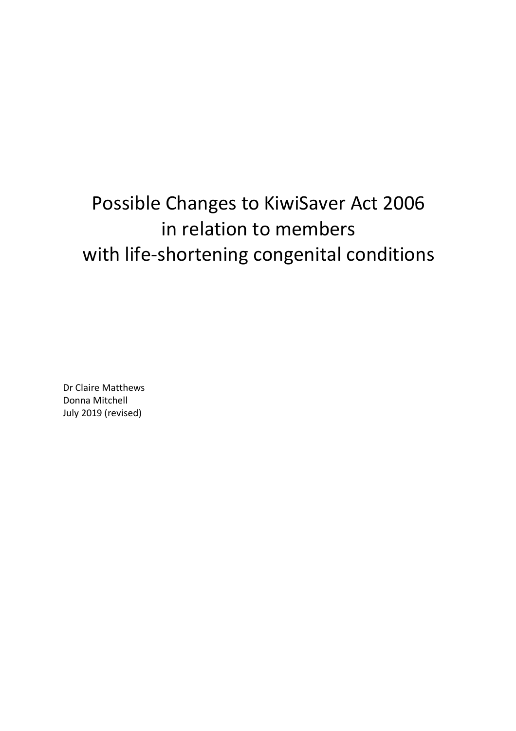# Possible Changes to KiwiSaver Act 2006 in relation to members with life-shortening congenital conditions

Dr Claire Matthews
Donna Mitchell
July 2019 (revised)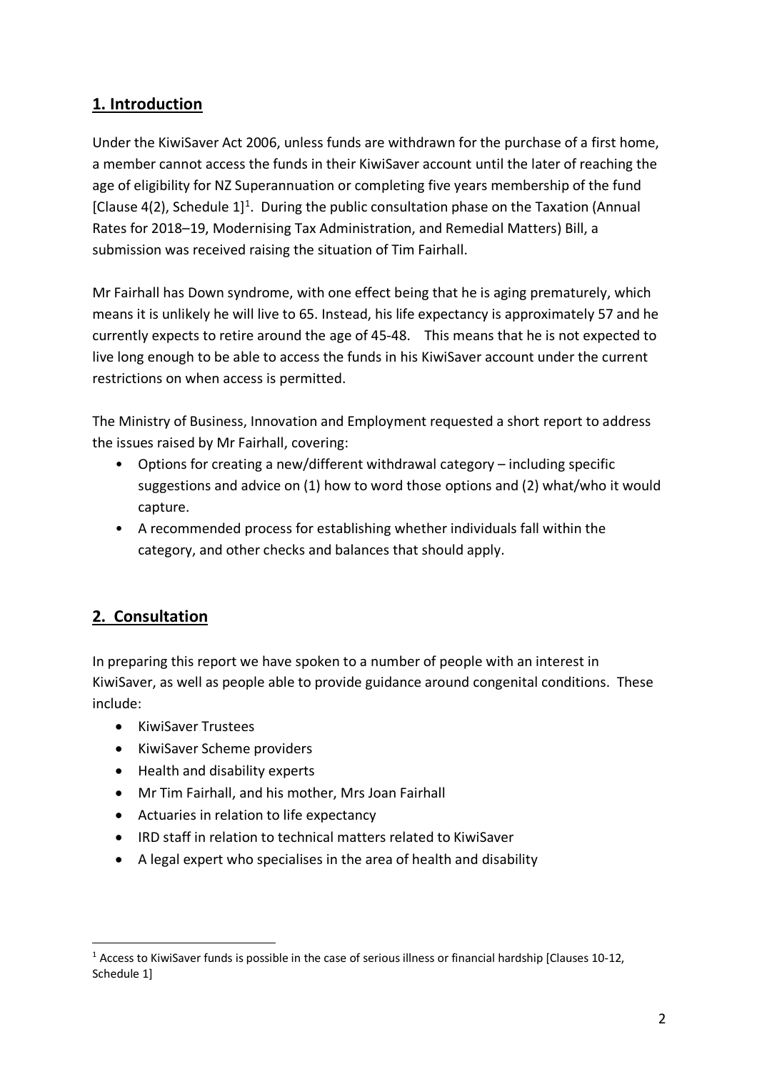## 1. Introduction

Under the KiwiSaver Act 2006, unless funds are withdrawn for the purchase of a first home, a member cannot access the funds in their KiwiSaver account until the later of reaching the age of eligibility for NZ Superannuation or completing five years membership of the fund [Clause 4(2), Schedule 1][1]. During the public consultation phase on the Taxation (Annual Rates for 2018–19, Modernising Tax Administration, and Remedial Matters) Bill, a submission was received raising the situation of Tim Fairhall.

Mr Fairhall has Down syndrome, with one effect being that he is aging prematurely, which means it is unlikely he will live to 65. Instead, his life expectancy is approximately 57 and he currently expects to retire around the age of 45-48. This means that he is not expected to live long enough to be able to access the funds in his KiwiSaver account under the current restrictions on when access is permitted.

The Ministry of Business, Innovation and Employment requested a short report to address the issues raised by Mr Fairhall, covering:

- Options for creating a new/different withdrawal category – including specific suggestions and advice on (1) how to word those options and (2) what/who it would capture.
- A recommended process for establishing whether individuals fall within the category, and other checks and balances that should apply.

## 2. Consultation

In preparing this report we have spoken to a number of people with an interest in KiwiSaver, as well as people able to provide guidance around congenital conditions. These include:

- KiwiSaver Trustees
- KiwiSaver Scheme providers
- Health and disability experts
- Mr Tim Fairhall, and his mother, Mrs Joan Fairhall
- Actuaries in relation to life expectancy
- IRD staff in relation to technical matters related to KiwiSaver
- A legal expert who specialises in the area of health and disability

---

[1] Access to KiwiSaver funds is possible in the case of serious illness or financial hardship [Clauses 10-12, Schedule 1]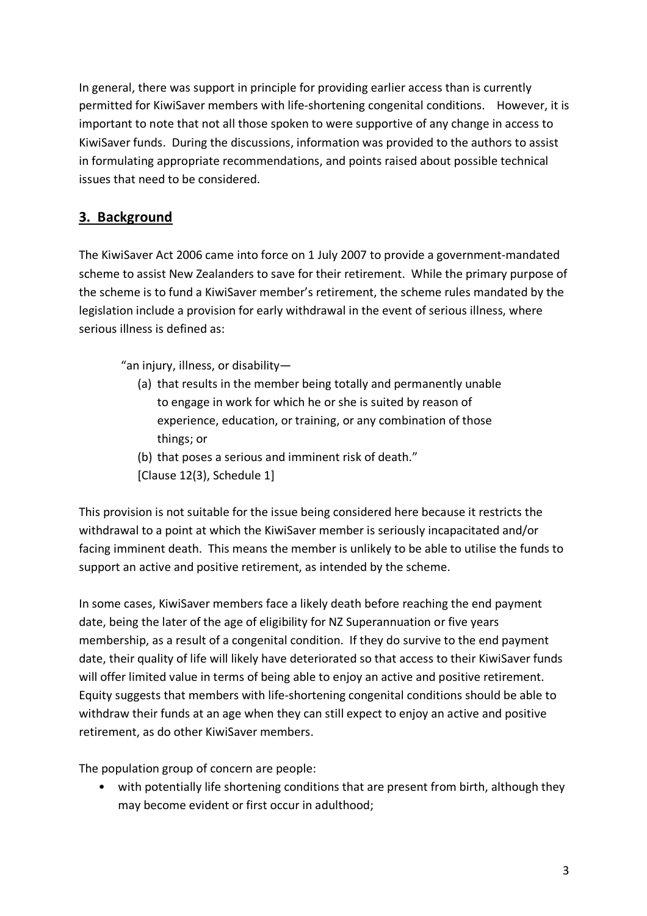In general, there was support in principle for providing earlier access than is currently permitted for KiwiSaver members with life-shortening congenital conditions. However, it is important to note that not all those spoken to were supportive of any change in access to KiwiSaver funds. During the discussions, information was provided to the authors to assist in formulating appropriate recommendations, and points raised about possible technical issues that need to be considered.

## 3. Background

The KiwiSaver Act 2006 came into force on 1 July 2007 to provide a government-mandated scheme to assist New Zealanders to save for their retirement. While the primary purpose of the scheme is to fund a KiwiSaver member's retirement, the scheme rules mandated by the legislation include a provision for early withdrawal in the event of serious illness, where serious illness is defined as:

> "an injury, illness, or disability—
>
> (a) that results in the member being totally and permanently unable to engage in work for which he or she is suited by reason of experience, education, or training, or any combination of those things; or
>
> (b) that poses a serious and imminent risk of death."
>
> [Clause 12(3), Schedule 1]

This provision is not suitable for the issue being considered here because it restricts the withdrawal to a point at which the KiwiSaver member is seriously incapacitated and/or facing imminent death. This means the member is unlikely to be able to utilise the funds to support an active and positive retirement, as intended by the scheme.

In some cases, KiwiSaver members face a likely death before reaching the end payment date, being the later of the age of eligibility for NZ Superannuation or five years membership, as a result of a congenital condition. If they do survive to the end payment date, their quality of life will likely have deteriorated so that access to their KiwiSaver funds will offer limited value in terms of being able to enjoy an active and positive retirement. Equity suggests that members with life-shortening congenital conditions should be able to withdraw their funds at an age when they can still expect to enjoy an active and positive retirement, as do other KiwiSaver members.

The population group of concern are people:

- with potentially life shortening conditions that are present from birth, although they may become evident or first occur in adulthood;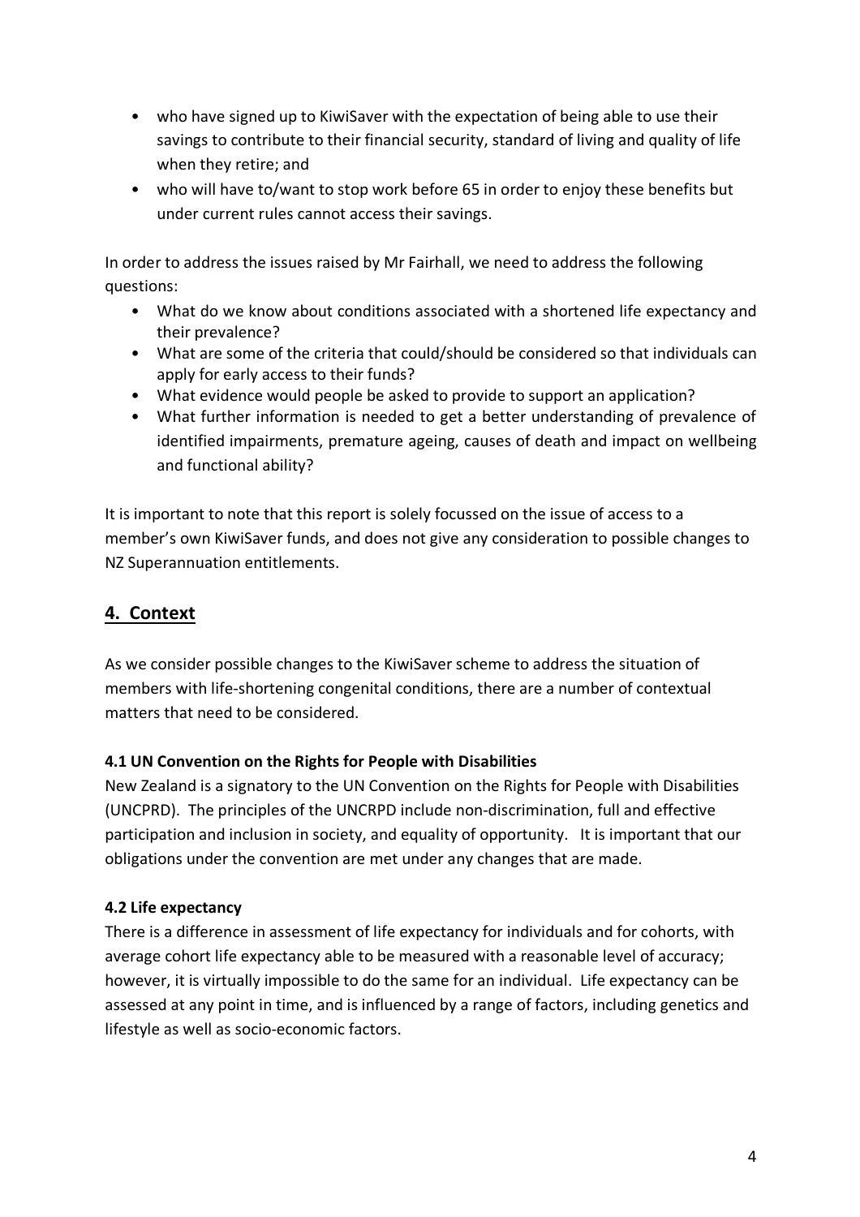- who have signed up to KiwiSaver with the expectation of being able to use their savings to contribute to their financial security, standard of living and quality of life when they retire; and
- who will have to/want to stop work before 65 in order to enjoy these benefits but under current rules cannot access their savings.

In order to address the issues raised by Mr Fairhall, we need to address the following questions:

- What do we know about conditions associated with a shortened life expectancy and their prevalence?
- What are some of the criteria that could/should be considered so that individuals can apply for early access to their funds?
- What evidence would people be asked to provide to support an application?
- What further information is needed to get a better understanding of prevalence of identified impairments, premature ageing, causes of death and impact on wellbeing and functional ability?

It is important to note that this report is solely focussed on the issue of access to a member's own KiwiSaver funds, and does not give any consideration to possible changes to NZ Superannuation entitlements.

## 4. Context

As we consider possible changes to the KiwiSaver scheme to address the situation of members with life-shortening congenital conditions, there are a number of contextual matters that need to be considered.

### 4.1 UN Convention on the Rights for People with Disabilities

New Zealand is a signatory to the UN Convention on the Rights for People with Disabilities (UNCPRD). The principles of the UNCRPD include non-discrimination, full and effective participation and inclusion in society, and equality of opportunity. It is important that our obligations under the convention are met under any changes that are made.

### 4.2 Life expectancy

There is a difference in assessment of life expectancy for individuals and for cohorts, with average cohort life expectancy able to be measured with a reasonable level of accuracy; however, it is virtually impossible to do the same for an individual. Life expectancy can be assessed at any point in time, and is influenced by a range of factors, including genetics and lifestyle as well as socio-economic factors.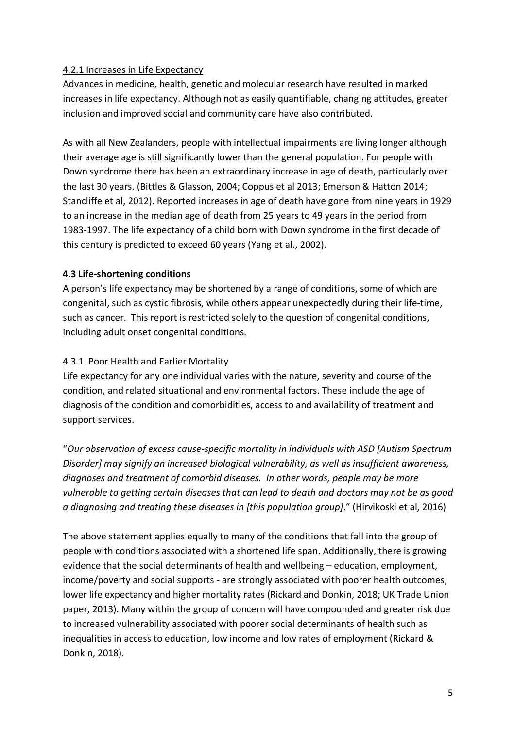#### 4.2.1 Increases in Life Expectancy

Advances in medicine, health, genetic and molecular research have resulted in marked increases in life expectancy. Although not as easily quantifiable, changing attitudes, greater inclusion and improved social and community care have also contributed.

As with all New Zealanders, people with intellectual impairments are living longer although their average age is still significantly lower than the general population. For people with Down syndrome there has been an extraordinary increase in age of death, particularly over the last 30 years. (Bittles & Glasson, 2004; Coppus et al 2013; Emerson & Hatton 2014; Stancliffe et al, 2012). Reported increases in age of death have gone from nine years in 1929 to an increase in the median age of death from 25 years to 49 years in the period from 1983-1997. The life expectancy of a child born with Down syndrome in the first decade of this century is predicted to exceed 60 years (Yang et al., 2002).

### 4.3 Life-shortening conditions

A person's life expectancy may be shortened by a range of conditions, some of which are congenital, such as cystic fibrosis, while others appear unexpectedly during their life-time, such as cancer. This report is restricted solely to the question of congenital conditions, including adult onset congenital conditions.

#### 4.3.1 Poor Health and Earlier Mortality

Life expectancy for any one individual varies with the nature, severity and course of the condition, and related situational and environmental factors. These include the age of diagnosis of the condition and comorbidities, access to and availability of treatment and support services.

"*Our observation of excess cause-specific mortality in individuals with ASD [Autism Spectrum Disorder] may signify an increased biological vulnerability, as well as insufficient awareness, diagnoses and treatment of comorbid diseases. In other words, people may be more vulnerable to getting certain diseases that can lead to death and doctors may not be as good a diagnosing and treating these diseases in [this population group].*" (Hirvikoski et al, 2016)

The above statement applies equally to many of the conditions that fall into the group of people with conditions associated with a shortened life span. Additionally, there is growing evidence that the social determinants of health and wellbeing – education, employment, income/poverty and social supports - are strongly associated with poorer health outcomes, lower life expectancy and higher mortality rates (Rickard and Donkin, 2018; UK Trade Union paper, 2013). Many within the group of concern will have compounded and greater risk due to increased vulnerability associated with poorer social determinants of health such as inequalities in access to education, low income and low rates of employment (Rickard & Donkin, 2018).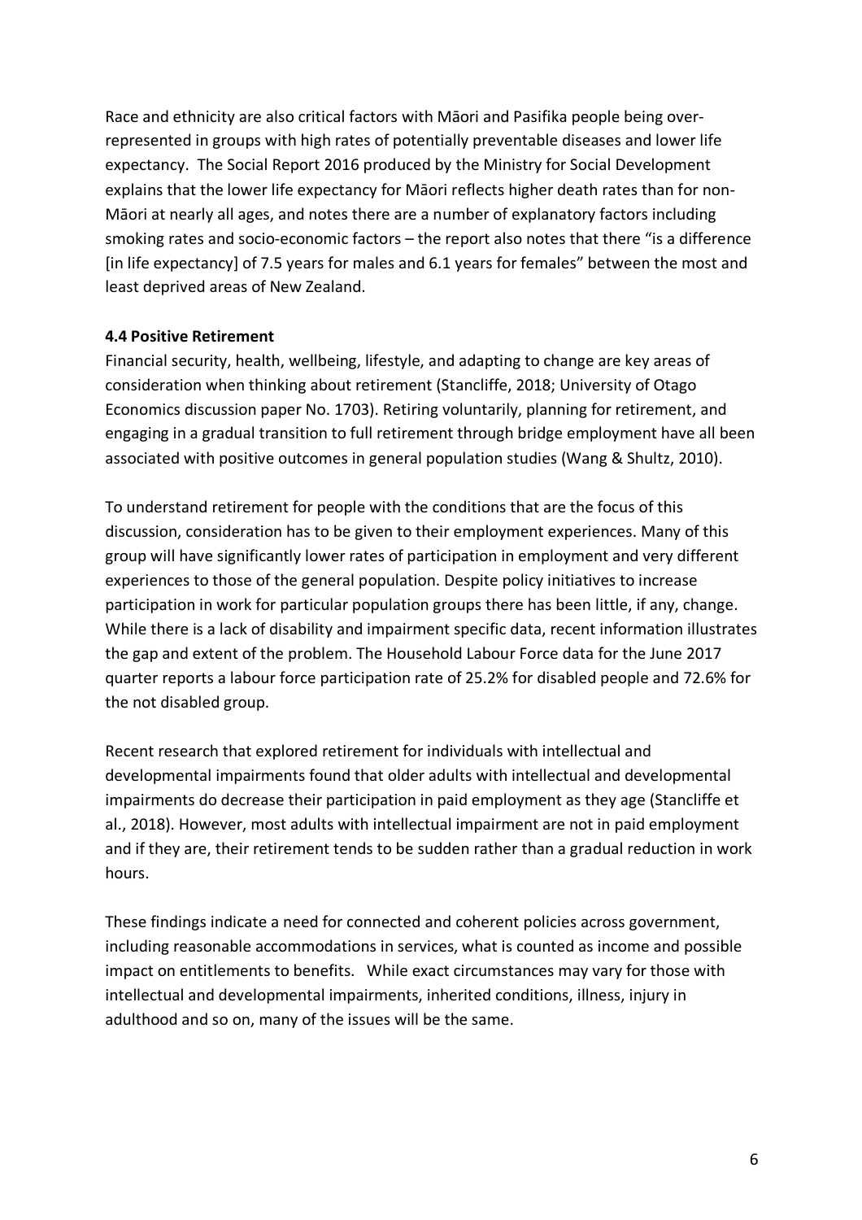Race and ethnicity are also critical factors with Māori and Pasifika people being over-represented in groups with high rates of potentially preventable diseases and lower life expectancy. The Social Report 2016 produced by the Ministry for Social Development explains that the lower life expectancy for Māori reflects higher death rates than for non-Māori at nearly all ages, and notes there are a number of explanatory factors including smoking rates and socio-economic factors – the report also notes that there "is a difference [in life expectancy] of 7.5 years for males and 6.1 years for females" between the most and least deprived areas of New Zealand.

### 4.4 Positive Retirement

Financial security, health, wellbeing, lifestyle, and adapting to change are key areas of consideration when thinking about retirement (Stancliffe, 2018; University of Otago Economics discussion paper No. 1703). Retiring voluntarily, planning for retirement, and engaging in a gradual transition to full retirement through bridge employment have all been associated with positive outcomes in general population studies (Wang & Shultz, 2010).

To understand retirement for people with the conditions that are the focus of this discussion, consideration has to be given to their employment experiences. Many of this group will have significantly lower rates of participation in employment and very different experiences to those of the general population. Despite policy initiatives to increase participation in work for particular population groups there has been little, if any, change. While there is a lack of disability and impairment specific data, recent information illustrates the gap and extent of the problem. The Household Labour Force data for the June 2017 quarter reports a labour force participation rate of 25.2% for disabled people and 72.6% for the not disabled group.

Recent research that explored retirement for individuals with intellectual and developmental impairments found that older adults with intellectual and developmental impairments do decrease their participation in paid employment as they age (Stancliffe et al., 2018). However, most adults with intellectual impairment are not in paid employment and if they are, their retirement tends to be sudden rather than a gradual reduction in work hours.

These findings indicate a need for connected and coherent policies across government, including reasonable accommodations in services, what is counted as income and possible impact on entitlements to benefits. While exact circumstances may vary for those with intellectual and developmental impairments, inherited conditions, illness, injury in adulthood and so on, many of the issues will be the same.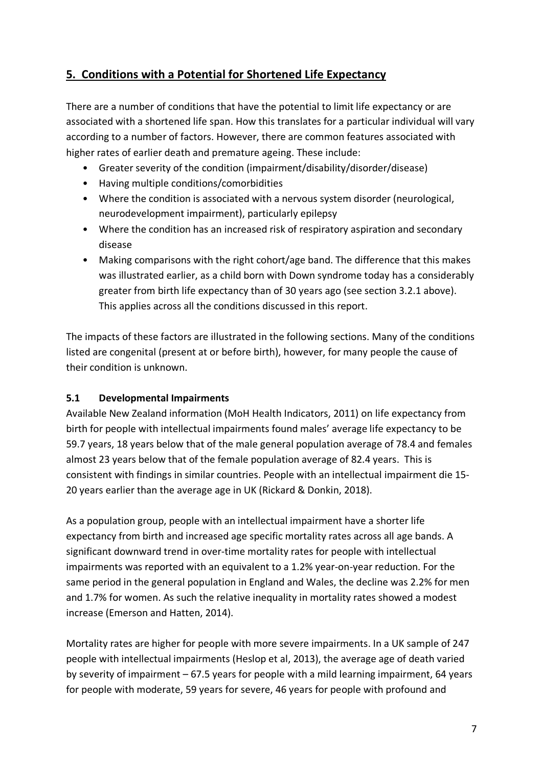## 5. Conditions with a Potential for Shortened Life Expectancy

There are a number of conditions that have the potential to limit life expectancy or are associated with a shortened life span. How this translates for a particular individual will vary according to a number of factors. However, there are common features associated with higher rates of earlier death and premature ageing. These include:

- Greater severity of the condition (impairment/disability/disorder/disease)
- Having multiple conditions/comorbidities
- Where the condition is associated with a nervous system disorder (neurological, neurodevelopment impairment), particularly epilepsy
- Where the condition has an increased risk of respiratory aspiration and secondary disease
- Making comparisons with the right cohort/age band. The difference that this makes was illustrated earlier, as a child born with Down syndrome today has a considerably greater from birth life expectancy than of 30 years ago (see section 3.2.1 above). This applies across all the conditions discussed in this report.

The impacts of these factors are illustrated in the following sections. Many of the conditions listed are congenital (present at or before birth), however, for many people the cause of their condition is unknown.

### 5.1 Developmental Impairments

Available New Zealand information (MoH Health Indicators, 2011) on life expectancy from birth for people with intellectual impairments found males' average life expectancy to be 59.7 years, 18 years below that of the male general population average of 78.4 and females almost 23 years below that of the female population average of 82.4 years. This is consistent with findings in similar countries. People with an intellectual impairment die 15-20 years earlier than the average age in UK (Rickard & Donkin, 2018).

As a population group, people with an intellectual impairment have a shorter life expectancy from birth and increased age specific mortality rates across all age bands. A significant downward trend in over-time mortality rates for people with intellectual impairments was reported with an equivalent to a 1.2% year-on-year reduction. For the same period in the general population in England and Wales, the decline was 2.2% for men and 1.7% for women. As such the relative inequality in mortality rates showed a modest increase (Emerson and Hatten, 2014).

Mortality rates are higher for people with more severe impairments. In a UK sample of 247 people with intellectual impairments (Heslop et al, 2013), the average age of death varied by severity of impairment – 67.5 years for people with a mild learning impairment, 64 years for people with moderate, 59 years for severe, 46 years for people with profound and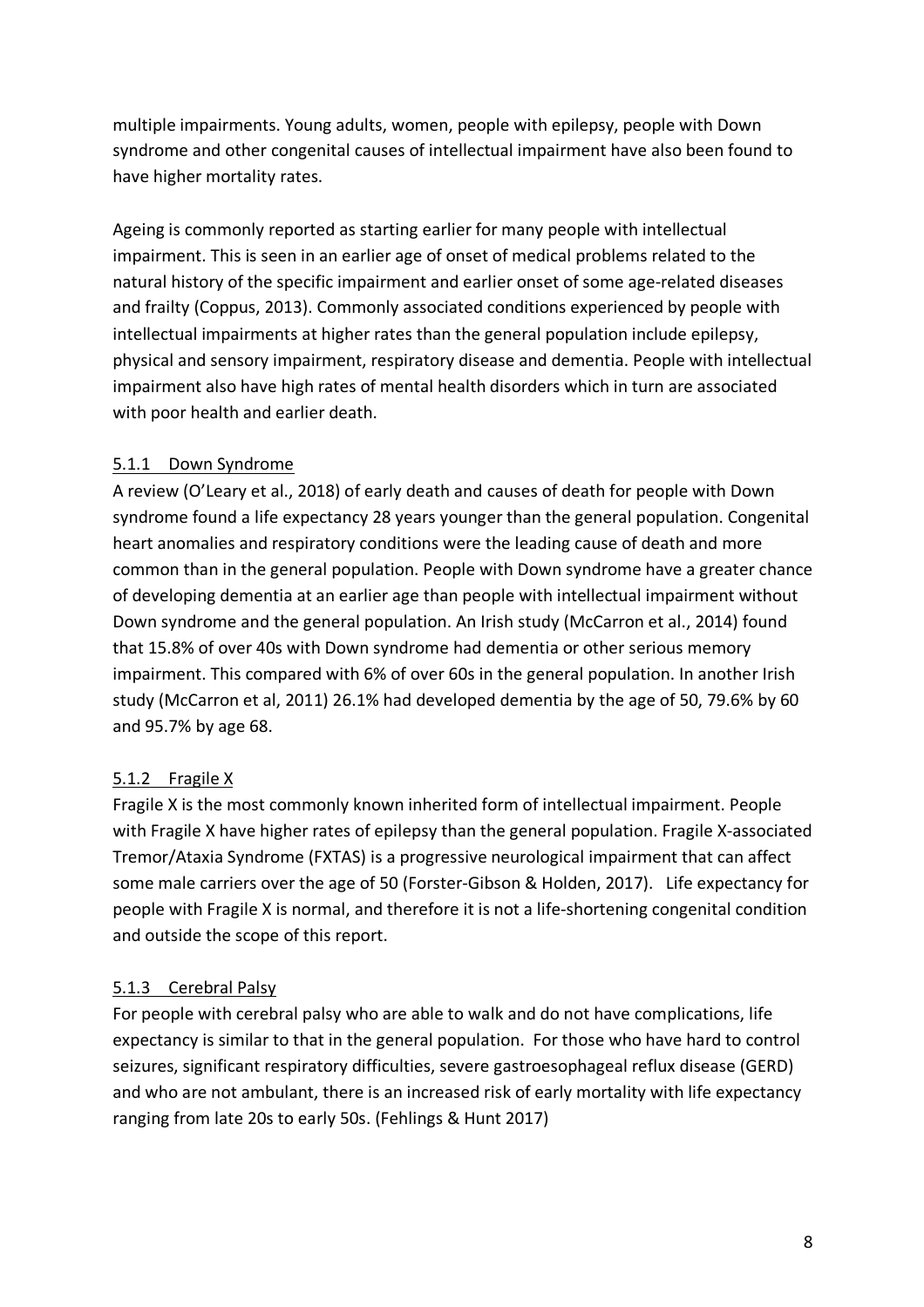multiple impairments. Young adults, women, people with epilepsy, people with Down syndrome and other congenital causes of intellectual impairment have also been found to have higher mortality rates.

Ageing is commonly reported as starting earlier for many people with intellectual impairment. This is seen in an earlier age of onset of medical problems related to the natural history of the specific impairment and earlier onset of some age-related diseases and frailty (Coppus, 2013). Commonly associated conditions experienced by people with intellectual impairments at higher rates than the general population include epilepsy, physical and sensory impairment, respiratory disease and dementia. People with intellectual impairment also have high rates of mental health disorders which in turn are associated with poor health and earlier death.

### 5.1.1 Down Syndrome

A review (O'Leary et al., 2018) of early death and causes of death for people with Down syndrome found a life expectancy 28 years younger than the general population. Congenital heart anomalies and respiratory conditions were the leading cause of death and more common than in the general population. People with Down syndrome have a greater chance of developing dementia at an earlier age than people with intellectual impairment without Down syndrome and the general population. An Irish study (McCarron et al., 2014) found that 15.8% of over 40s with Down syndrome had dementia or other serious memory impairment. This compared with 6% of over 60s in the general population. In another Irish study (McCarron et al, 2011) 26.1% had developed dementia by the age of 50, 79.6% by 60 and 95.7% by age 68.

### 5.1.2 Fragile X

Fragile X is the most commonly known inherited form of intellectual impairment. People with Fragile X have higher rates of epilepsy than the general population. Fragile X-associated Tremor/Ataxia Syndrome (FXTAS) is a progressive neurological impairment that can affect some male carriers over the age of 50 (Forster-Gibson & Holden, 2017). Life expectancy for people with Fragile X is normal, and therefore it is not a life-shortening congenital condition and outside the scope of this report.

### 5.1.3 Cerebral Palsy

For people with cerebral palsy who are able to walk and do not have complications, life expectancy is similar to that in the general population. For those who have hard to control seizures, significant respiratory difficulties, severe gastroesophageal reflux disease (GERD) and who are not ambulant, there is an increased risk of early mortality with life expectancy ranging from late 20s to early 50s. (Fehlings & Hunt 2017)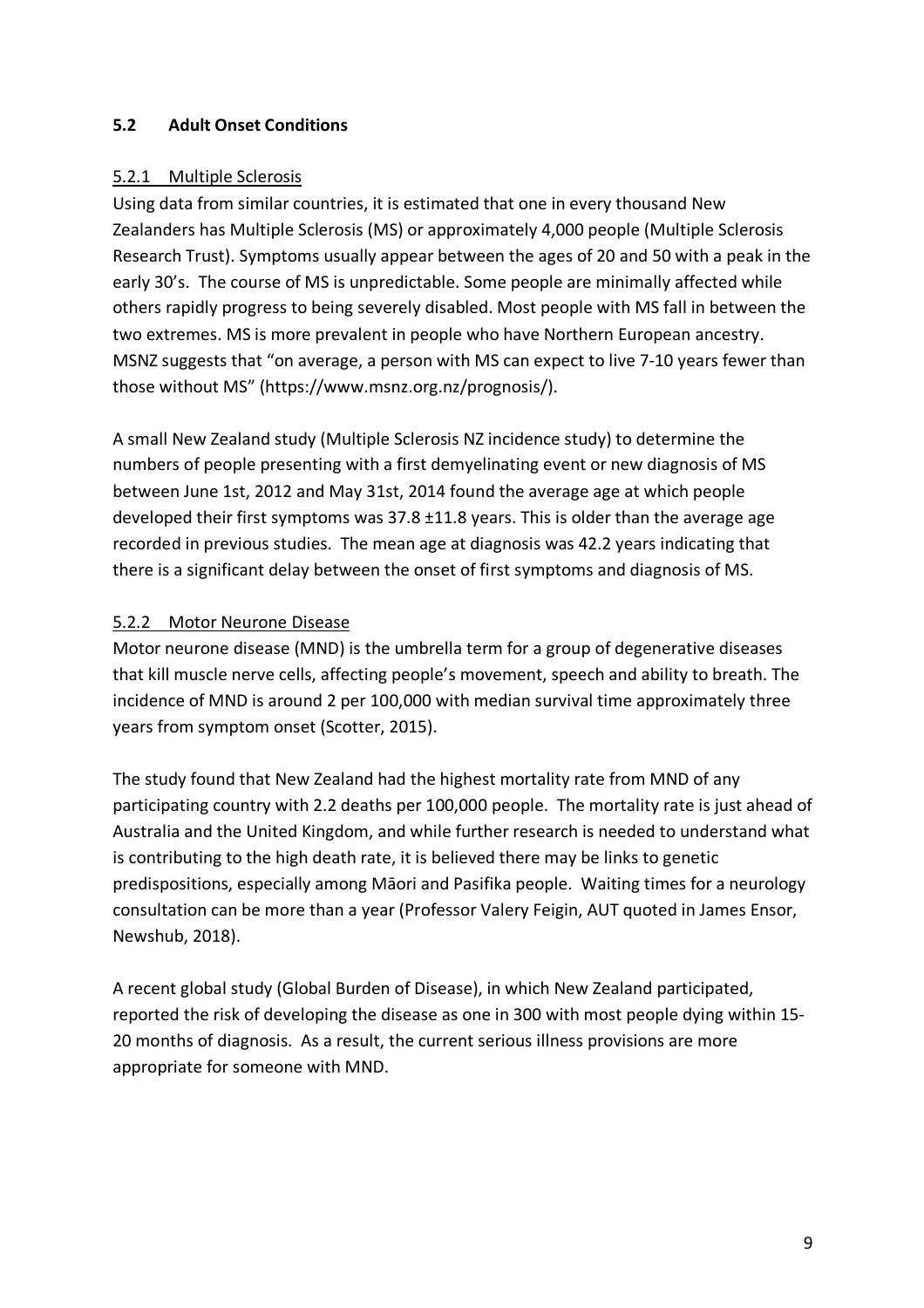## 5.2 Adult Onset Conditions

### 5.2.1 Multiple Sclerosis

Using data from similar countries, it is estimated that one in every thousand New Zealanders has Multiple Sclerosis (MS) or approximately 4,000 people (Multiple Sclerosis Research Trust). Symptoms usually appear between the ages of 20 and 50 with a peak in the early 30's. The course of MS is unpredictable. Some people are minimally affected while others rapidly progress to being severely disabled. Most people with MS fall in between the two extremes. MS is more prevalent in people who have Northern European ancestry. MSNZ suggests that "on average, a person with MS can expect to live 7-10 years fewer than those without MS" (https://www.msnz.org.nz/prognosis/).

A small New Zealand study (Multiple Sclerosis NZ incidence study) to determine the numbers of people presenting with a first demyelinating event or new diagnosis of MS between June 1st, 2012 and May 31st, 2014 found the average age at which people developed their first symptoms was 37.8 ±11.8 years. This is older than the average age recorded in previous studies. The mean age at diagnosis was 42.2 years indicating that there is a significant delay between the onset of first symptoms and diagnosis of MS.

### 5.2.2 Motor Neurone Disease

Motor neurone disease (MND) is the umbrella term for a group of degenerative diseases that kill muscle nerve cells, affecting people's movement, speech and ability to breath. The incidence of MND is around 2 per 100,000 with median survival time approximately three years from symptom onset (Scotter, 2015).

The study found that New Zealand had the highest mortality rate from MND of any participating country with 2.2 deaths per 100,000 people. The mortality rate is just ahead of Australia and the United Kingdom, and while further research is needed to understand what is contributing to the high death rate, it is believed there may be links to genetic predispositions, especially among Māori and Pasifika people. Waiting times for a neurology consultation can be more than a year (Professor Valery Feigin, AUT quoted in James Ensor, Newshub, 2018).

A recent global study (Global Burden of Disease), in which New Zealand participated, reported the risk of developing the disease as one in 300 with most people dying within 15-20 months of diagnosis. As a result, the current serious illness provisions are more appropriate for someone with MND.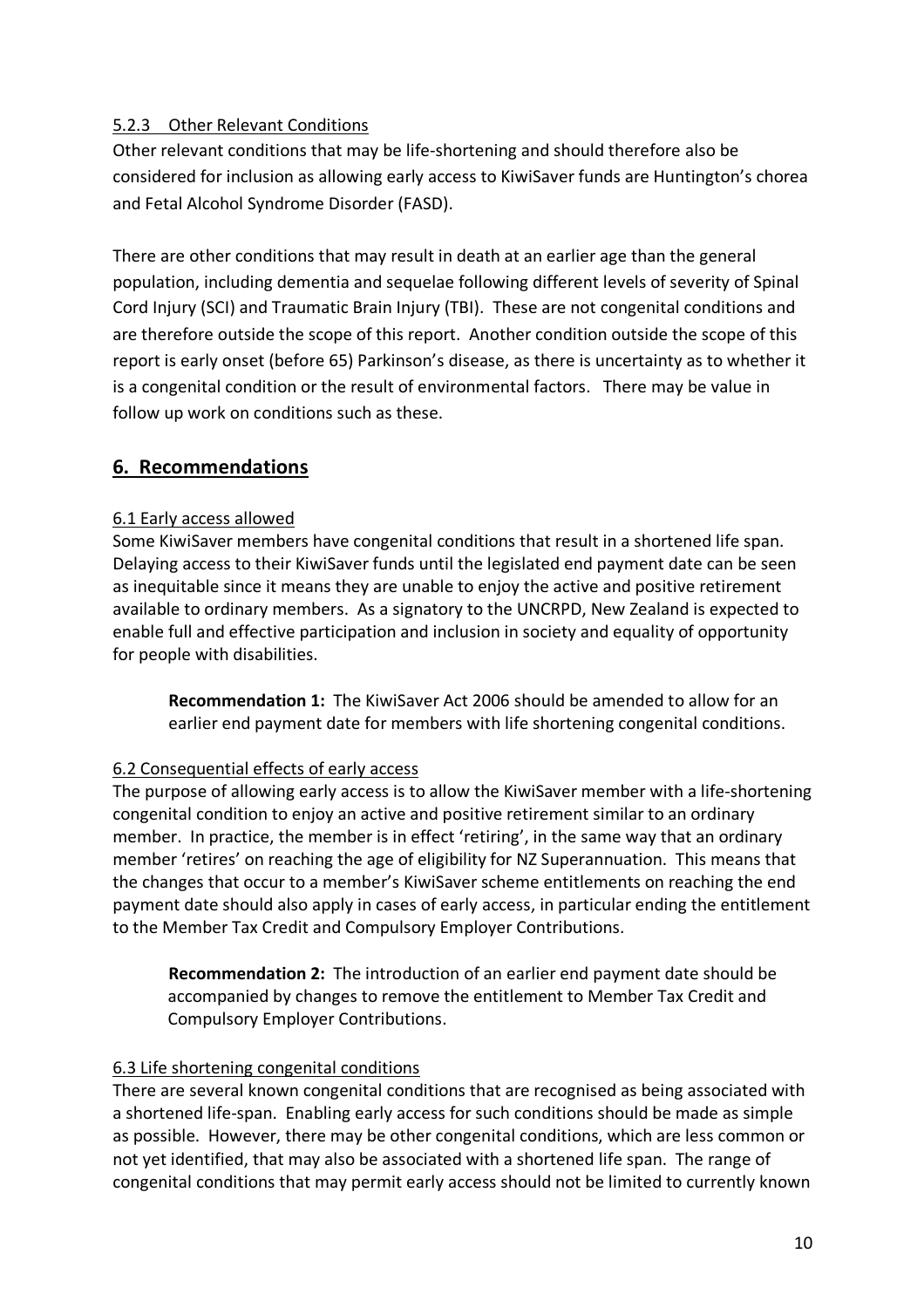### 5.2.3 Other Relevant Conditions

Other relevant conditions that may be life-shortening and should therefore also be considered for inclusion as allowing early access to KiwiSaver funds are Huntington's chorea and Fetal Alcohol Syndrome Disorder (FASD).

There are other conditions that may result in death at an earlier age than the general population, including dementia and sequelae following different levels of severity of Spinal Cord Injury (SCI) and Traumatic Brain Injury (TBI). These are not congenital conditions and are therefore outside the scope of this report. Another condition outside the scope of this report is early onset (before 65) Parkinson's disease, as there is uncertainty as to whether it is a congenital condition or the result of environmental factors. There may be value in follow up work on conditions such as these.

## 6. Recommendations

### 6.1 Early access allowed

Some KiwiSaver members have congenital conditions that result in a shortened life span. Delaying access to their KiwiSaver funds until the legislated end payment date can be seen as inequitable since it means they are unable to enjoy the active and positive retirement available to ordinary members. As a signatory to the UNCRPD, New Zealand is expected to enable full and effective participation and inclusion in society and equality of opportunity for people with disabilities.

> **Recommendation 1:** The KiwiSaver Act 2006 should be amended to allow for an earlier end payment date for members with life shortening congenital conditions.

### 6.2 Consequential effects of early access

The purpose of allowing early access is to allow the KiwiSaver member with a life-shortening congenital condition to enjoy an active and positive retirement similar to an ordinary member. In practice, the member is in effect 'retiring', in the same way that an ordinary member 'retires' on reaching the age of eligibility for NZ Superannuation. This means that the changes that occur to a member's KiwiSaver scheme entitlements on reaching the end payment date should also apply in cases of early access, in particular ending the entitlement to the Member Tax Credit and Compulsory Employer Contributions.

> **Recommendation 2:** The introduction of an earlier end payment date should be accompanied by changes to remove the entitlement to Member Tax Credit and Compulsory Employer Contributions.

### 6.3 Life shortening congenital conditions

There are several known congenital conditions that are recognised as being associated with a shortened life-span. Enabling early access for such conditions should be made as simple as possible. However, there may be other congenital conditions, which are less common or not yet identified, that may also be associated with a shortened life span. The range of congenital conditions that may permit early access should not be limited to currently known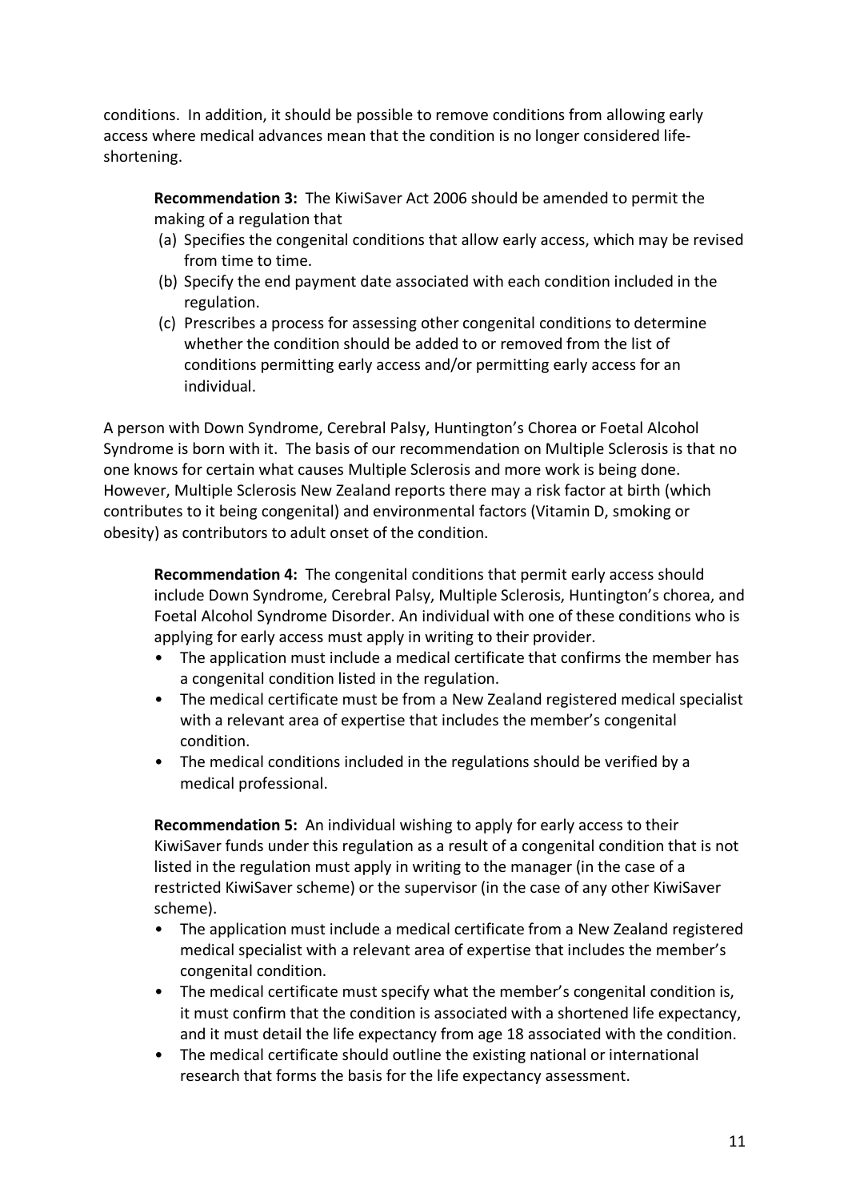conditions. In addition, it should be possible to remove conditions from allowing early access where medical advances mean that the condition is no longer considered life-shortening.

> **Recommendation 3:** The KiwiSaver Act 2006 should be amended to permit the making of a regulation that
>
> (a) Specifies the congenital conditions that allow early access, which may be revised from time to time.
>
> (b) Specify the end payment date associated with each condition included in the regulation.
>
> (c) Prescribes a process for assessing other congenital conditions to determine whether the condition should be added to or removed from the list of conditions permitting early access and/or permitting early access for an individual.

A person with Down Syndrome, Cerebral Palsy, Huntington's Chorea or Foetal Alcohol Syndrome is born with it. The basis of our recommendation on Multiple Sclerosis is that no one knows for certain what causes Multiple Sclerosis and more work is being done. However, Multiple Sclerosis New Zealand reports there may a risk factor at birth (which contributes to it being congenital) and environmental factors (Vitamin D, smoking or obesity) as contributors to adult onset of the condition.

> **Recommendation 4:** The congenital conditions that permit early access should include Down Syndrome, Cerebral Palsy, Multiple Sclerosis, Huntington's chorea, and Foetal Alcohol Syndrome Disorder. An individual with one of these conditions who is applying for early access must apply in writing to their provider.
>
> - The application must include a medical certificate that confirms the member has a congenital condition listed in the regulation.
> - The medical certificate must be from a New Zealand registered medical specialist with a relevant area of expertise that includes the member's congenital condition.
> - The medical conditions included in the regulations should be verified by a medical professional.

> **Recommendation 5:** An individual wishing to apply for early access to their KiwiSaver funds under this regulation as a result of a congenital condition that is not listed in the regulation must apply in writing to the manager (in the case of a restricted KiwiSaver scheme) or the supervisor (in the case of any other KiwiSaver scheme).
>
> - The application must include a medical certificate from a New Zealand registered medical specialist with a relevant area of expertise that includes the member's congenital condition.
> - The medical certificate must specify what the member's congenital condition is, it must confirm that the condition is associated with a shortened life expectancy, and it must detail the life expectancy from age 18 associated with the condition.
> - The medical certificate should outline the existing national or international research that forms the basis for the life expectancy assessment.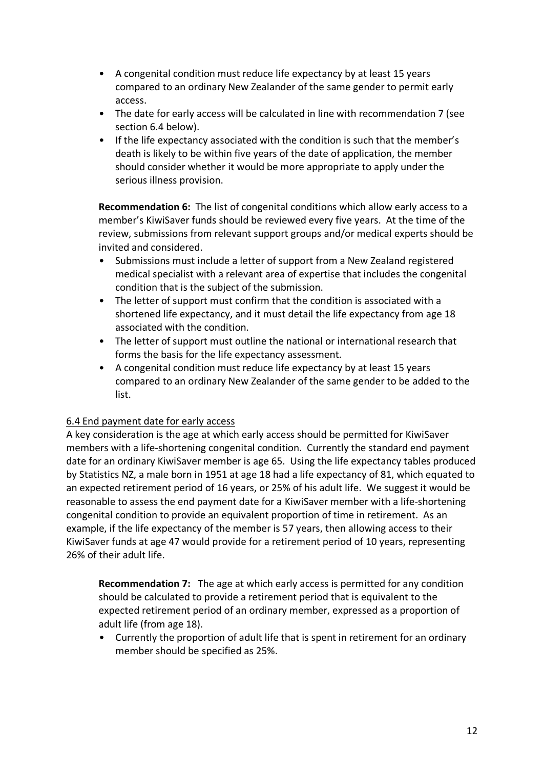- A congenital condition must reduce life expectancy by at least 15 years compared to an ordinary New Zealander of the same gender to permit early access.
- The date for early access will be calculated in line with recommendation 7 (see section 6.4 below).
- If the life expectancy associated with the condition is such that the member's death is likely to be within five years of the date of application, the member should consider whether it would be more appropriate to apply under the serious illness provision.

**Recommendation 6:** The list of congenital conditions which allow early access to a member's KiwiSaver funds should be reviewed every five years. At the time of the review, submissions from relevant support groups and/or medical experts should be invited and considered.

- Submissions must include a letter of support from a New Zealand registered medical specialist with a relevant area of expertise that includes the congenital condition that is the subject of the submission.
- The letter of support must confirm that the condition is associated with a shortened life expectancy, and it must detail the life expectancy from age 18 associated with the condition.
- The letter of support must outline the national or international research that forms the basis for the life expectancy assessment.
- A congenital condition must reduce life expectancy by at least 15 years compared to an ordinary New Zealander of the same gender to be added to the list.

6.4 End payment date for early access

A key consideration is the age at which early access should be permitted for KiwiSaver members with a life-shortening congenital condition. Currently the standard end payment date for an ordinary KiwiSaver member is age 65. Using the life expectancy tables produced by Statistics NZ, a male born in 1951 at age 18 had a life expectancy of 81, which equated to an expected retirement period of 16 years, or 25% of his adult life. We suggest it would be reasonable to assess the end payment date for a KiwiSaver member with a life-shortening congenital condition to provide an equivalent proportion of time in retirement. As an example, if the life expectancy of the member is 57 years, then allowing access to their KiwiSaver funds at age 47 would provide for a retirement period of 10 years, representing 26% of their adult life.

**Recommendation 7:** The age at which early access is permitted for any condition should be calculated to provide a retirement period that is equivalent to the expected retirement period of an ordinary member, expressed as a proportion of adult life (from age 18).

- Currently the proportion of adult life that is spent in retirement for an ordinary member should be specified as 25%.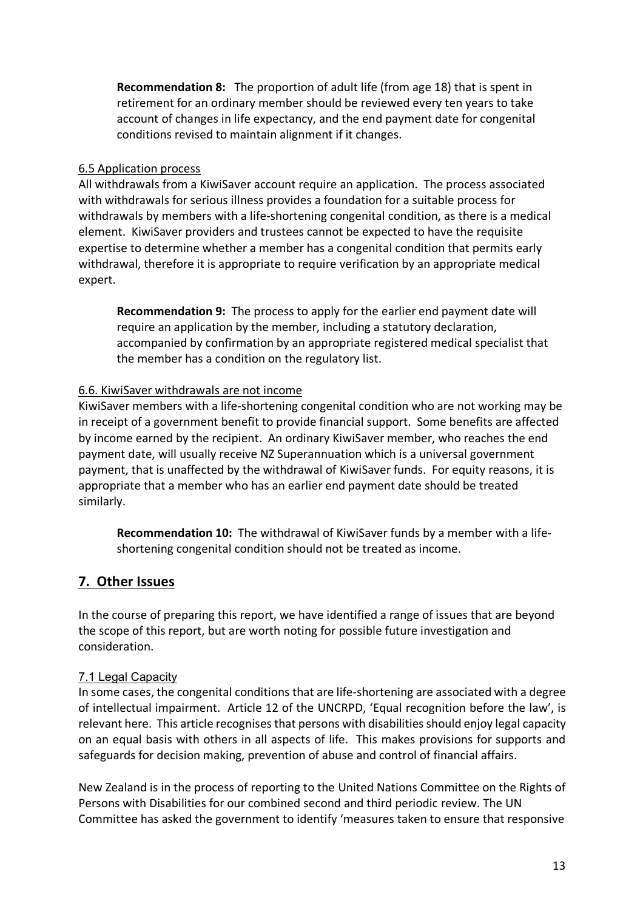**Recommendation 8:** The proportion of adult life (from age 18) that is spent in retirement for an ordinary member should be reviewed every ten years to take account of changes in life expectancy, and the end payment date for congenital conditions revised to maintain alignment if it changes.

### 6.5 Application process

All withdrawals from a KiwiSaver account require an application. The process associated with withdrawals for serious illness provides a foundation for a suitable process for withdrawals by members with a life-shortening congenital condition, as there is a medical element. KiwiSaver providers and trustees cannot be expected to have the requisite expertise to determine whether a member has a congenital condition that permits early withdrawal, therefore it is appropriate to require verification by an appropriate medical expert.

**Recommendation 9:** The process to apply for the earlier end payment date will require an application by the member, including a statutory declaration, accompanied by confirmation by an appropriate registered medical specialist that the member has a condition on the regulatory list.

### 6.6. KiwiSaver withdrawals are not income

KiwiSaver members with a life-shortening congenital condition who are not working may be in receipt of a government benefit to provide financial support. Some benefits are affected by income earned by the recipient. An ordinary KiwiSaver member, who reaches the end payment date, will usually receive NZ Superannuation which is a universal government payment, that is unaffected by the withdrawal of KiwiSaver funds. For equity reasons, it is appropriate that a member who has an earlier end payment date should be treated similarly.

**Recommendation 10:** The withdrawal of KiwiSaver funds by a member with a life-shortening congenital condition should not be treated as income.

## 7. Other Issues

In the course of preparing this report, we have identified a range of issues that are beyond the scope of this report, but are worth noting for possible future investigation and consideration.

### 7.1 Legal Capacity

In some cases, the congenital conditions that are life-shortening are associated with a degree of intellectual impairment. Article 12 of the UNCRPD, 'Equal recognition before the law', is relevant here. This article recognises that persons with disabilities should enjoy legal capacity on an equal basis with others in all aspects of life. This makes provisions for supports and safeguards for decision making, prevention of abuse and control of financial affairs.

New Zealand is in the process of reporting to the United Nations Committee on the Rights of Persons with Disabilities for our combined second and third periodic review. The UN Committee has asked the government to identify 'measures taken to ensure that responsive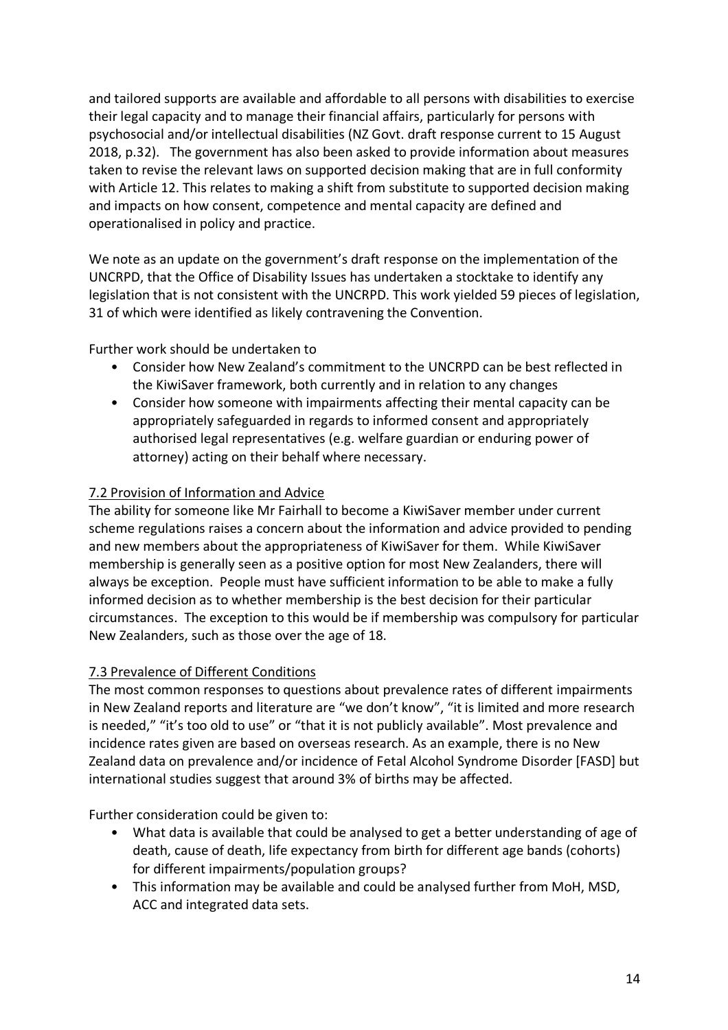and tailored supports are available and affordable to all persons with disabilities to exercise their legal capacity and to manage their financial affairs, particularly for persons with psychosocial and/or intellectual disabilities (NZ Govt. draft response current to 15 August 2018, p.32). The government has also been asked to provide information about measures taken to revise the relevant laws on supported decision making that are in full conformity with Article 12. This relates to making a shift from substitute to supported decision making and impacts on how consent, competence and mental capacity are defined and operationalised in policy and practice.

We note as an update on the government's draft response on the implementation of the UNCRPD, that the Office of Disability Issues has undertaken a stocktake to identify any legislation that is not consistent with the UNCRPD. This work yielded 59 pieces of legislation, 31 of which were identified as likely contravening the Convention.

Further work should be undertaken to

- Consider how New Zealand's commitment to the UNCRPD can be best reflected in the KiwiSaver framework, both currently and in relation to any changes
- Consider how someone with impairments affecting their mental capacity can be appropriately safeguarded in regards to informed consent and appropriately authorised legal representatives (e.g. welfare guardian or enduring power of attorney) acting on their behalf where necessary.

### 7.2 Provision of Information and Advice

The ability for someone like Mr Fairhall to become a KiwiSaver member under current scheme regulations raises a concern about the information and advice provided to pending and new members about the appropriateness of KiwiSaver for them. While KiwiSaver membership is generally seen as a positive option for most New Zealanders, there will always be exception. People must have sufficient information to be able to make a fully informed decision as to whether membership is the best decision for their particular circumstances. The exception to this would be if membership was compulsory for particular New Zealanders, such as those over the age of 18.

### 7.3 Prevalence of Different Conditions

The most common responses to questions about prevalence rates of different impairments in New Zealand reports and literature are "we don't know", "it is limited and more research is needed," "it's too old to use" or "that it is not publicly available". Most prevalence and incidence rates given are based on overseas research. As an example, there is no New Zealand data on prevalence and/or incidence of Fetal Alcohol Syndrome Disorder [FASD] but international studies suggest that around 3% of births may be affected.

Further consideration could be given to:

- What data is available that could be analysed to get a better understanding of age of death, cause of death, life expectancy from birth for different age bands (cohorts) for different impairments/population groups?
- This information may be available and could be analysed further from MoH, MSD, ACC and integrated data sets.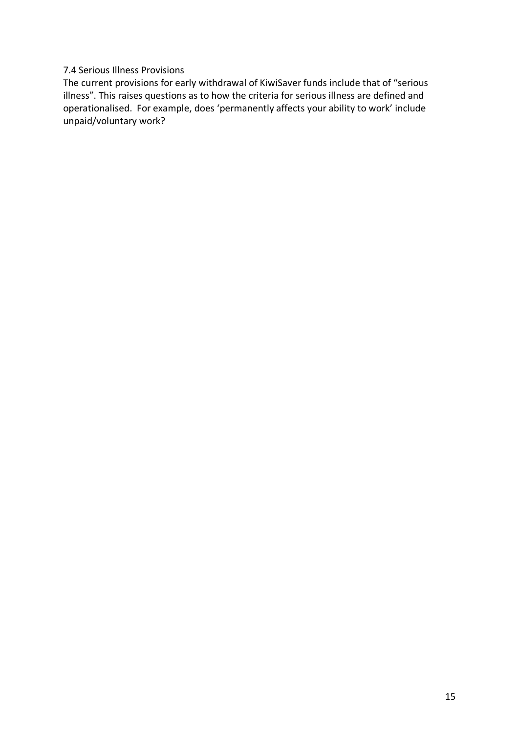### 7.4 Serious Illness Provisions

The current provisions for early withdrawal of KiwiSaver funds include that of "serious illness". This raises questions as to how the criteria for serious illness are defined and operationalised. For example, does 'permanently affects your ability to work' include unpaid/voluntary work?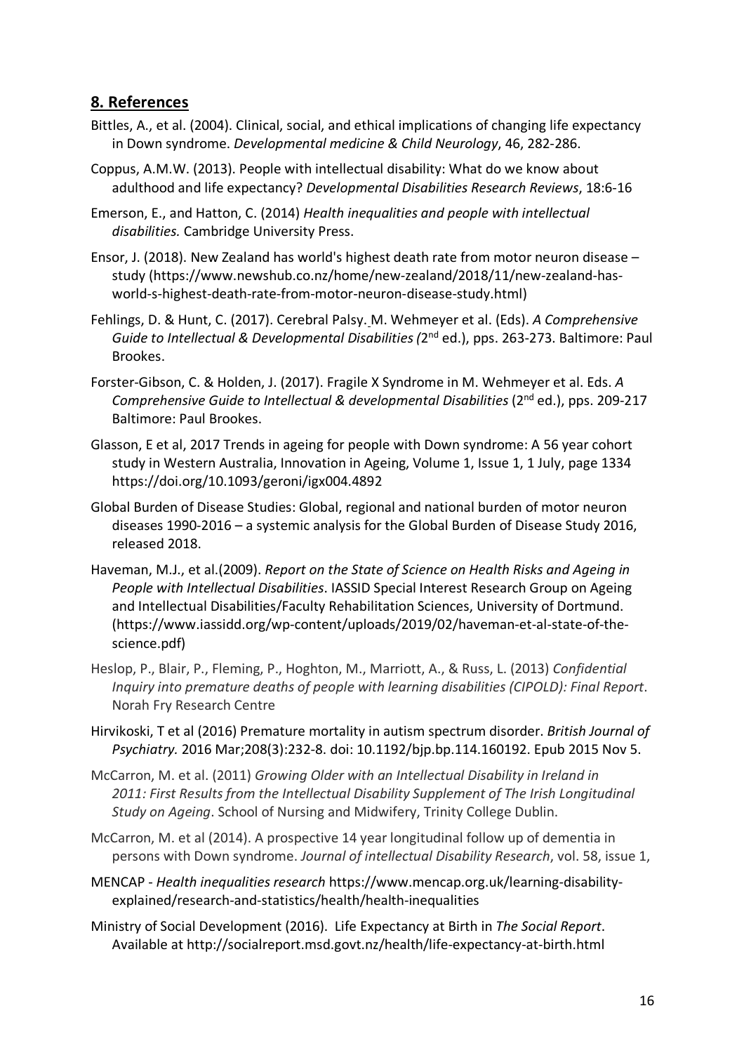## 8. References

Bittles, A., et al. (2004). Clinical, social, and ethical implications of changing life expectancy in Down syndrome. *Developmental medicine & Child Neurology*, 46, 282-286.

Coppus, A.M.W. (2013). People with intellectual disability: What do we know about adulthood and life expectancy? *Developmental Disabilities Research Reviews*, 18:6-16

Emerson, E., and Hatton, C. (2014) *Health inequalities and people with intellectual disabilities.* Cambridge University Press.

Ensor, J. (2018). New Zealand has world's highest death rate from motor neuron disease – study (https://www.newshub.co.nz/home/new-zealand/2018/11/new-zealand-has-world-s-highest-death-rate-from-motor-neuron-disease-study.html)

Fehlings, D. & Hunt, C. (2017). Cerebral Palsy. M. Wehmeyer et al. (Eds). *A Comprehensive Guide to Intellectual & Developmental Disabilities (*2nd ed.), pps. 263-273. Baltimore: Paul Brookes.

Forster-Gibson, C. & Holden, J. (2017). Fragile X Syndrome in M. Wehmeyer et al. Eds. *A Comprehensive Guide to Intellectual & developmental Disabilities* (2nd ed.), pps. 209-217 Baltimore: Paul Brookes.

Glasson, E et al, 2017 Trends in ageing for people with Down syndrome: A 56 year cohort study in Western Australia, Innovation in Ageing, Volume 1, Issue 1, 1 July, page 1334 https://doi.org/10.1093/geroni/igx004.4892

Global Burden of Disease Studies: Global, regional and national burden of motor neuron diseases 1990-2016 – a systemic analysis for the Global Burden of Disease Study 2016, released 2018.

Haveman, M.J., et al.(2009). *Report on the State of Science on Health Risks and Ageing in People with Intellectual Disabilities*. IASSID Special Interest Research Group on Ageing and Intellectual Disabilities/Faculty Rehabilitation Sciences, University of Dortmund. (https://www.iassidd.org/wp-content/uploads/2019/02/haveman-et-al-state-of-the-science.pdf)

Heslop, P., Blair, P., Fleming, P., Hoghton, M., Marriott, A., & Russ, L. (2013) *Confidential Inquiry into premature deaths of people with learning disabilities (CIPOLD): Final Report*. Norah Fry Research Centre

Hirvikoski, T et al (2016) Premature mortality in autism spectrum disorder. *British Journal of Psychiatry.* 2016 Mar;208(3):232-8. doi: 10.1192/bjp.bp.114.160192. Epub 2015 Nov 5.

McCarron, M. et al. (2011) *Growing Older with an Intellectual Disability in Ireland in 2011: First Results from the Intellectual Disability Supplement of The Irish Longitudinal Study on Ageing*. School of Nursing and Midwifery, Trinity College Dublin.

McCarron, M. et al (2014). A prospective 14 year longitudinal follow up of dementia in persons with Down syndrome. *Journal of intellectual Disability Research*, vol. 58, issue 1,

MENCAP - *Health inequalities research* https://www.mencap.org.uk/learning-disability-explained/research-and-statistics/health/health-inequalities

Ministry of Social Development (2016). Life Expectancy at Birth in *The Social Report*. Available at http://socialreport.msd.govt.nz/health/life-expectancy-at-birth.html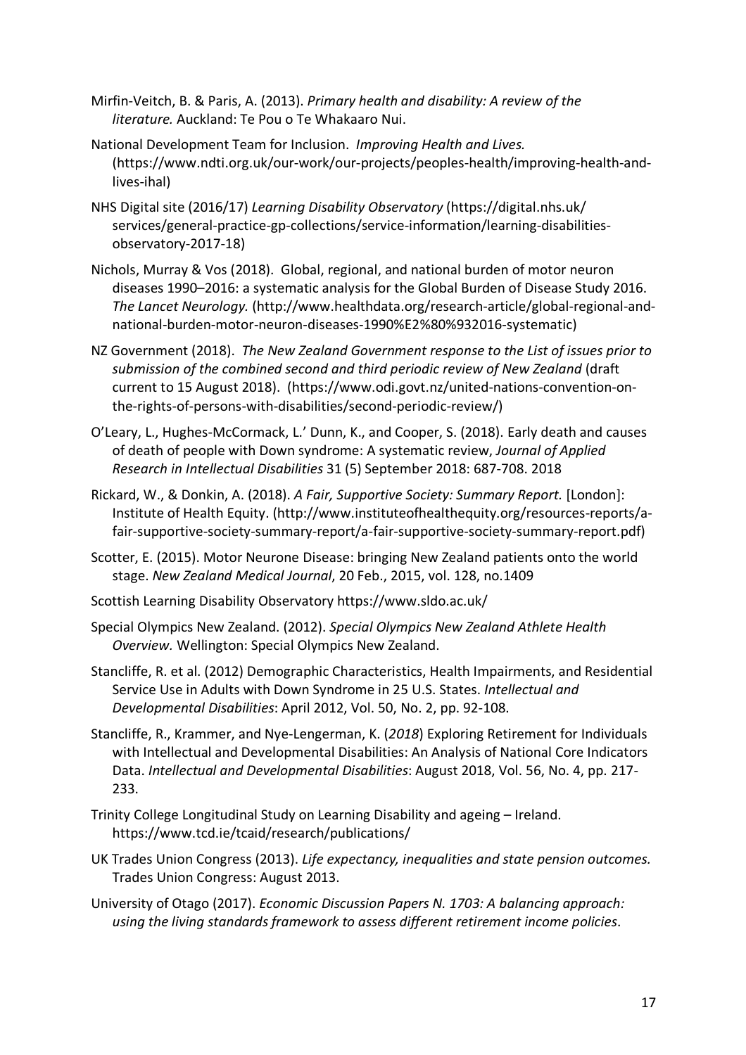Mirfin-Veitch, B. & Paris, A. (2013). *Primary health and disability: A review of the literature.* Auckland: Te Pou o Te Whakaaro Nui.

National Development Team for Inclusion. *Improving Health and Lives.* (https://www.ndti.org.uk/our-work/our-projects/peoples-health/improving-health-and-lives-ihal)

NHS Digital site (2016/17) *Learning Disability Observatory* (https://digital.nhs.uk/services/general-practice-gp-collections/service-information/learning-disabilities-observatory-2017-18)

Nichols, Murray & Vos (2018). Global, regional, and national burden of motor neuron diseases 1990–2016: a systematic analysis for the Global Burden of Disease Study 2016. *The Lancet Neurology.* (http://www.healthdata.org/research-article/global-regional-and-national-burden-motor-neuron-diseases-1990%E2%80%932016-systematic)

NZ Government (2018). *The New Zealand Government response to the List of issues prior to submission of the combined second and third periodic review of New Zealand* (draft current to 15 August 2018). (https://www.odi.govt.nz/united-nations-convention-on-the-rights-of-persons-with-disabilities/second-periodic-review/)

O'Leary, L., Hughes-McCormack, L.' Dunn, K., and Cooper, S. (2018). Early death and causes of death of people with Down syndrome: A systematic review, *Journal of Applied Research in Intellectual Disabilities* 31 (5) September 2018: 687-708. 2018

Rickard, W., & Donkin, A. (2018). *A Fair, Supportive Society: Summary Report.* [London]: Institute of Health Equity. (http://www.instituteofhealthequity.org/resources-reports/a-fair-supportive-society-summary-report/a-fair-supportive-society-summary-report.pdf)

Scotter, E. (2015). Motor Neurone Disease: bringing New Zealand patients onto the world stage. *New Zealand Medical Journal*, 20 Feb., 2015, vol. 128, no.1409

Scottish Learning Disability Observatory https://www.sldo.ac.uk/

Special Olympics New Zealand. (2012). *Special Olympics New Zealand Athlete Health Overview.* Wellington: Special Olympics New Zealand.

Stancliffe, R. et al. (2012) Demographic Characteristics, Health Impairments, and Residential Service Use in Adults with Down Syndrome in 25 U.S. States. *Intellectual and Developmental Disabilities*: April 2012, Vol. 50, No. 2, pp. 92-108.

Stancliffe, R., Krammer, and Nye-Lengerman, K. (*2018*) Exploring Retirement for Individuals with Intellectual and Developmental Disabilities: An Analysis of National Core Indicators Data. *Intellectual and Developmental Disabilities*: August 2018, Vol. 56, No. 4, pp. 217-233.

Trinity College Longitudinal Study on Learning Disability and ageing – Ireland. https://www.tcd.ie/tcaid/research/publications/

UK Trades Union Congress (2013). *Life expectancy, inequalities and state pension outcomes.* Trades Union Congress: August 2013.

University of Otago (2017). *Economic Discussion Papers N. 1703: A balancing approach: using the living standards framework to assess different retirement income policies*.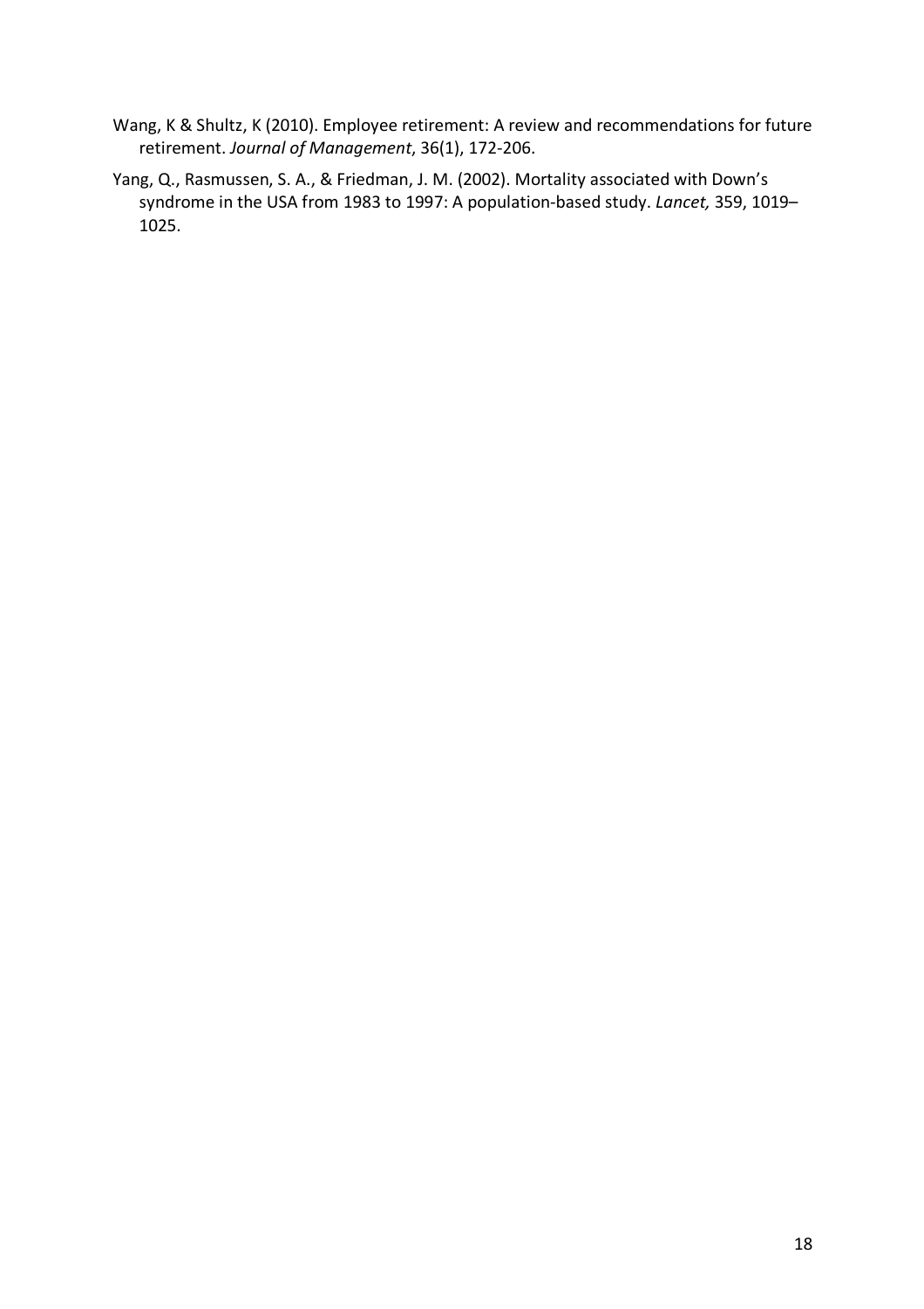Wang, K & Shultz, K (2010). Employee retirement: A review and recommendations for future retirement. *Journal of Management*, 36(1), 172-206.

Yang, Q., Rasmussen, S. A., & Friedman, J. M. (2002). Mortality associated with Down's syndrome in the USA from 1983 to 1997: A population-based study. *Lancet,* 359, 1019–1025.